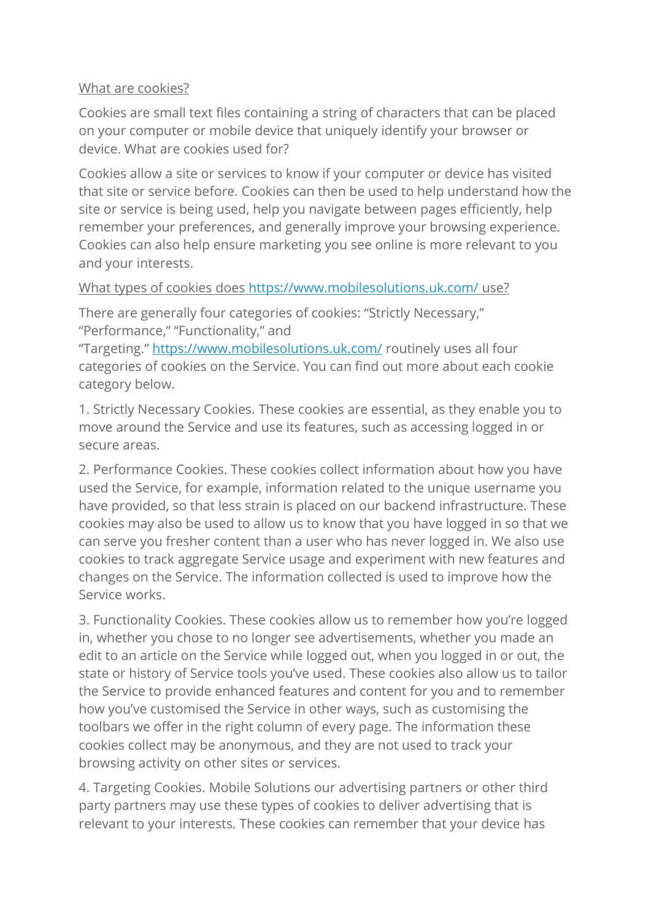What are cookies?

Cookies are small text files containing a string of characters that can be placed on your computer or mobile device that uniquely identify your browser or device. What are cookies used for?

Cookies allow a site or services to know if your computer or device has visited that site or service before. Cookies can then be used to help understand how the site or service is being used, help you navigate between pages efficiently, help remember your preferences, and generally improve your browsing experience. Cookies can also help ensure marketing you see online is more relevant to you and your interests.

What types of cookies does https://www.mobilesolutions.uk.com/ use?

There are generally four categories of cookies: "Strictly Necessary," "Performance," "Functionality," and "Targeting." https://www.mobilesolutions.uk.com/ routinely uses all four categories of cookies on the Service. You can find out more about each cookie category below.

1. Strictly Necessary Cookies. These cookies are essential, as they enable you to move around the Service and use its features, such as accessing logged in or secure areas.

2. Performance Cookies. These cookies collect information about how you have used the Service, for example, information related to the unique username you have provided, so that less strain is placed on our backend infrastructure. These cookies may also be used to allow us to know that you have logged in so that we can serve you fresher content than a user who has never logged in. We also use cookies to track aggregate Service usage and experiment with new features and changes on the Service. The information collected is used to improve how the Service works.

3. Functionality Cookies. These cookies allow us to remember how you're logged in, whether you chose to no longer see advertisements, whether you made an edit to an article on the Service while logged out, when you logged in or out, the state or history of Service tools you've used. These cookies also allow us to tailor the Service to provide enhanced features and content for you and to remember how you've customised the Service in other ways, such as customising the toolbars we offer in the right column of every page. The information these cookies collect may be anonymous, and they are not used to track your browsing activity on other sites or services.

4. Targeting Cookies. Mobile Solutions our advertising partners or other third party partners may use these types of cookies to deliver advertising that is relevant to your interests. These cookies can remember that your device has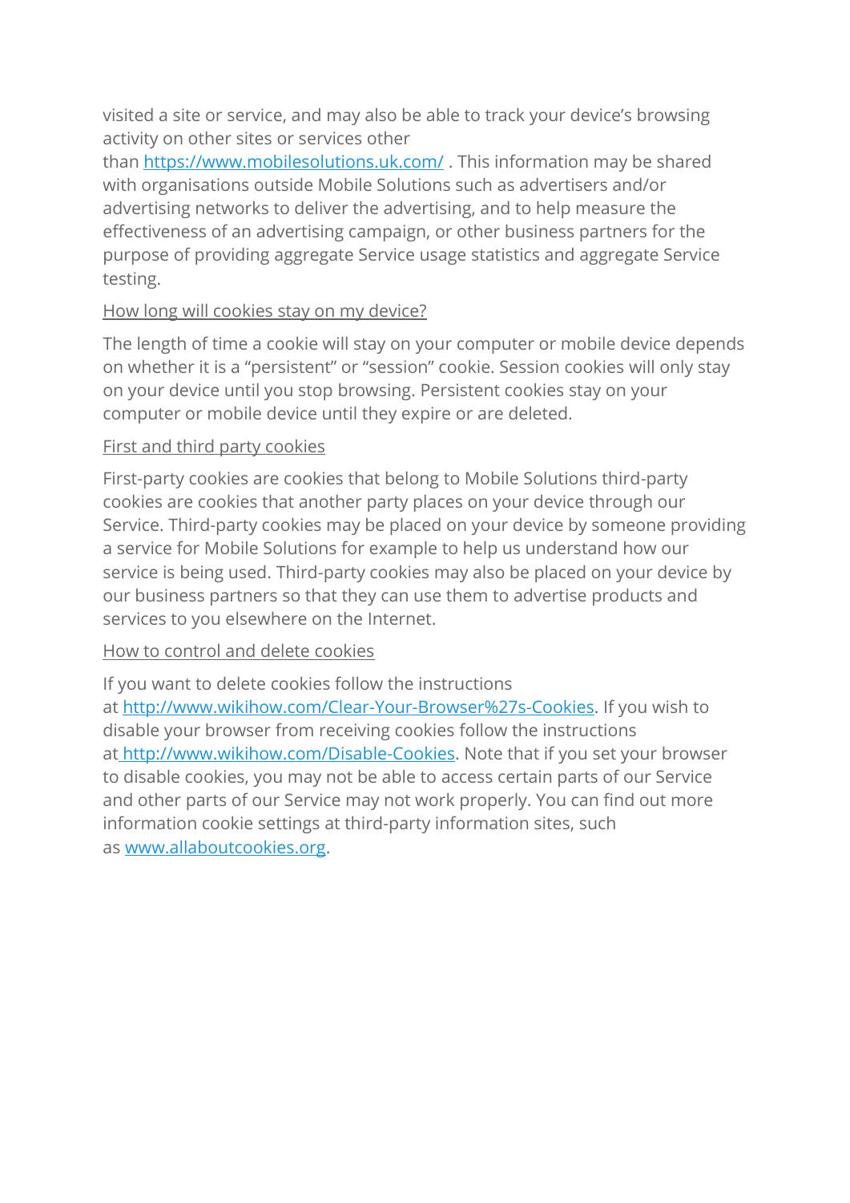visited a site or service, and may also be able to track your device's browsing activity on other sites or services other than [https://www.mobilesolutions.uk.com/](https://www.mobilesolutions.uk.com/) . This information may be shared with organisations outside Mobile Solutions such as advertisers and/or advertising networks to deliver the advertising, and to help measure the effectiveness of an advertising campaign, or other business partners for the purpose of providing aggregate Service usage statistics and aggregate Service testing.

## How long will cookies stay on my device?

The length of time a cookie will stay on your computer or mobile device depends on whether it is a "persistent" or "session" cookie. Session cookies will only stay on your device until you stop browsing. Persistent cookies stay on your computer or mobile device until they expire or are deleted.

## First and third party cookies

First-party cookies are cookies that belong to Mobile Solutions third-party cookies are cookies that another party places on your device through our Service. Third-party cookies may be placed on your device by someone providing a service for Mobile Solutions for example to help us understand how our service is being used. Third-party cookies may also be placed on your device by our business partners so that they can use them to advertise products and services to you elsewhere on the Internet.

## How to control and delete cookies

If you want to delete cookies follow the instructions at [http://www.wikihow.com/Clear-Your-Browser%27s-Cookies](http://www.wikihow.com/Clear-Your-Browser%27s-Cookies). If you wish to disable your browser from receiving cookies follow the instructions at [http://www.wikihow.com/Disable-Cookies](http://www.wikihow.com/Disable-Cookies). Note that if you set your browser to disable cookies, you may not be able to access certain parts of our Service and other parts of our Service may not work properly. You can find out more information cookie settings at third-party information sites, such as [www.allaboutcookies.org](http://www.allaboutcookies.org).